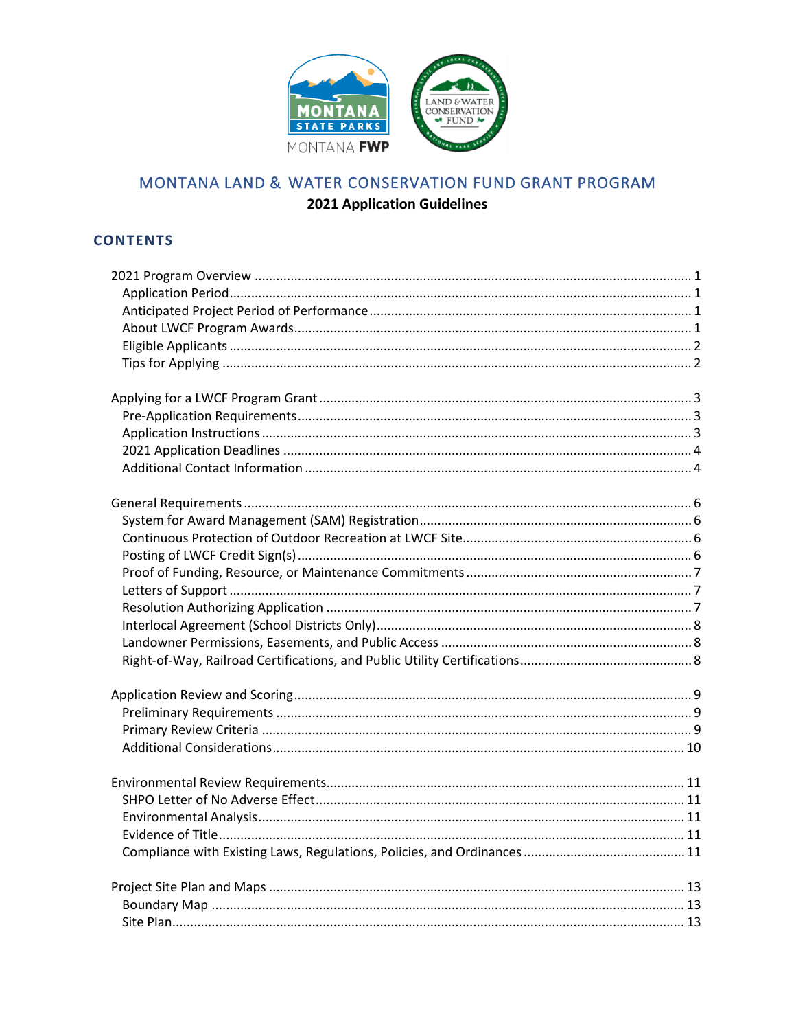# MONTANA LAND & WATER CONSERVATION FUND GRANT PROGRAM

**2021 Application Guidelines**

## CONTENTS

2021 Program Overview ........ 1
- Application Period ........ 1
- Anticipated Project Period of Performance ........ 1
- About LWCF Program Awards ........ 1
- Eligible Applicants ........ 2
- Tips for Applying ........ 2

Applying for a LWCF Program Grant ........ 3
- Pre-Application Requirements ........ 3
- Application Instructions ........ 3
- 2021 Application Deadlines ........ 4
- Additional Contact Information ........ 4

General Requirements ........ 6
- System for Award Management (SAM) Registration ........ 6
- Continuous Protection of Outdoor Recreation at LWCF Site ........ 6
- Posting of LWCF Credit Sign(s) ........ 6
- Proof of Funding, Resource, or Maintenance Commitments ........ 7
- Letters of Support ........ 7
- Resolution Authorizing Application ........ 7
- Interlocal Agreement (School Districts Only) ........ 8
- Landowner Permissions, Easements, and Public Access ........ 8
- Right-of-Way, Railroad Certifications, and Public Utility Certifications ........ 8

Application Review and Scoring ........ 9
- Preliminary Requirements ........ 9
- Primary Review Criteria ........ 9
- Additional Considerations ........ 10

Environmental Review Requirements ........ 11
- SHPO Letter of No Adverse Effect ........ 11
- Environmental Analysis ........ 11
- Evidence of Title ........ 11
- Compliance with Existing Laws, Regulations, Policies, and Ordinances ........ 11

Project Site Plan and Maps ........ 13
- Boundary Map ........ 13
- Site Plan ........ 13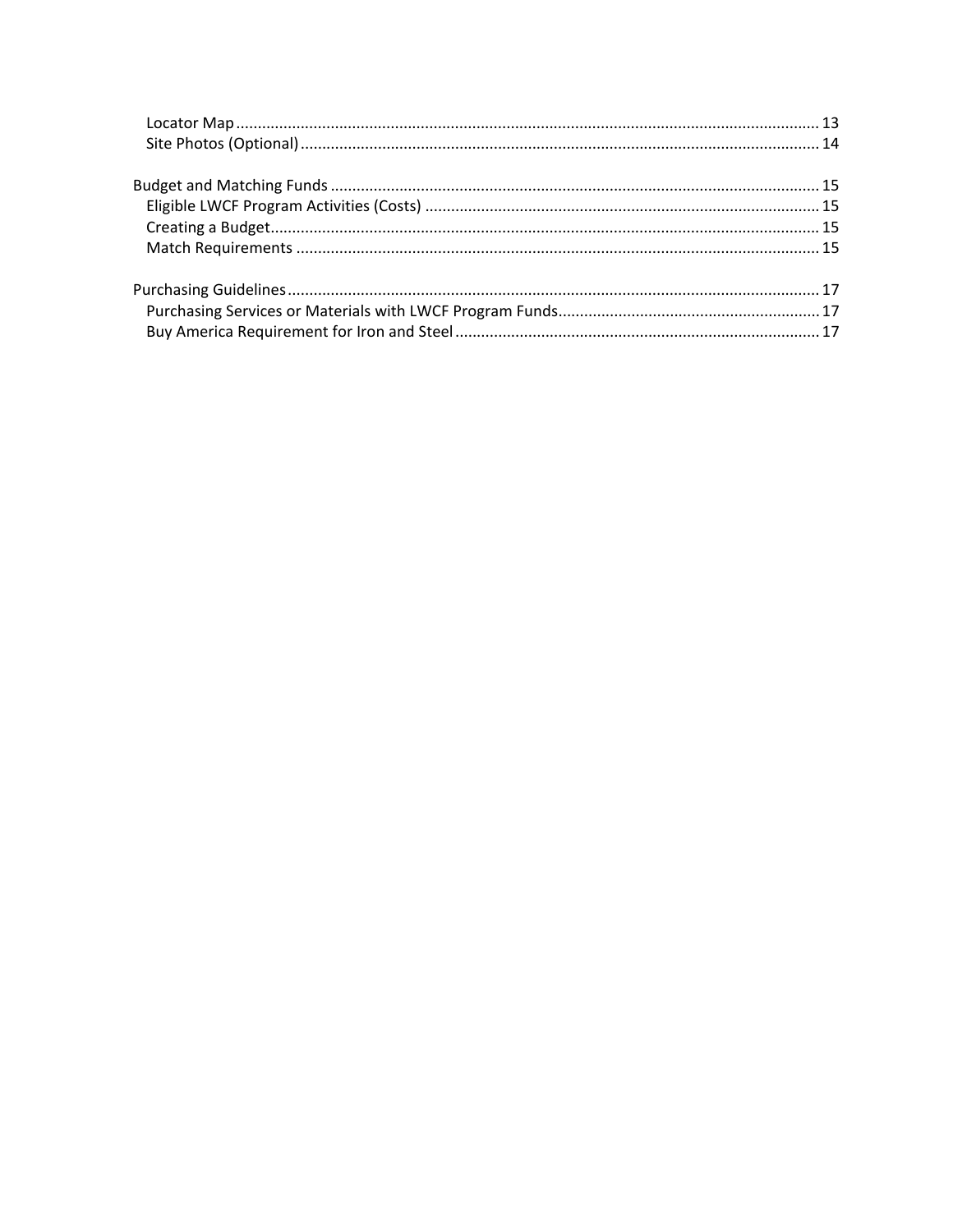Locator Map ........................................................................................................................... 13
Site Photos (Optional) ............................................................................................................ 14

Budget and Matching Funds ..................................................................................................... 15
Eligible LWCF Program Activities (Costs) ............................................................................... 15
Creating a Budget ................................................................................................................... 15
Match Requirements .............................................................................................................. 15

Purchasing Guidelines ............................................................................................................... 17
Purchasing Services or Materials with LWCF Program Funds ................................................ 17
Buy America Requirement for Iron and Steel ........................................................................ 17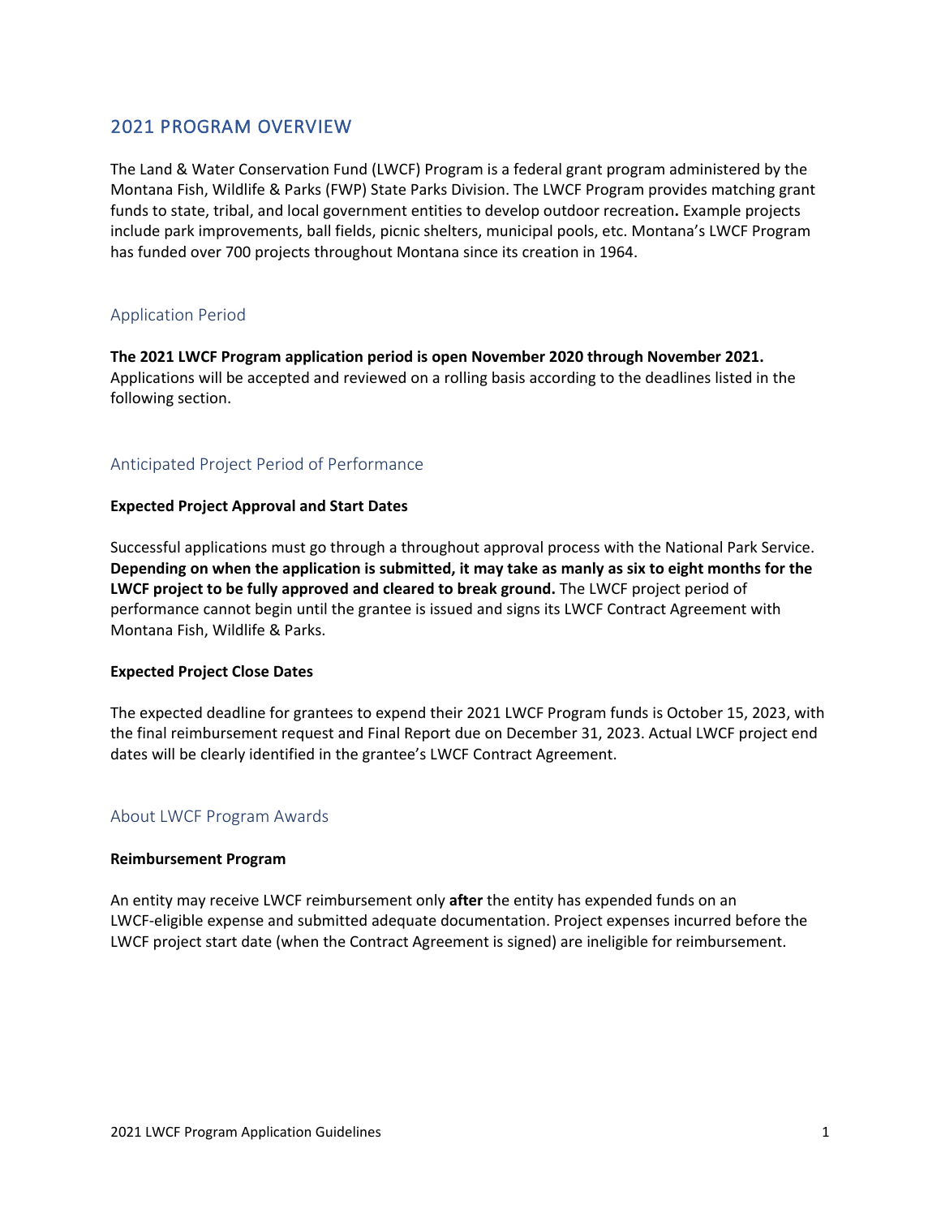## 2021 PROGRAM OVERVIEW

The Land & Water Conservation Fund (LWCF) Program is a federal grant program administered by the Montana Fish, Wildlife & Parks (FWP) State Parks Division. The LWCF Program provides matching grant funds to state, tribal, and local government entities to develop outdoor recreation**.** Example projects include park improvements, ball fields, picnic shelters, municipal pools, etc. Montana's LWCF Program has funded over 700 projects throughout Montana since its creation in 1964.

### Application Period

**The 2021 LWCF Program application period is open November 2020 through November 2021.** Applications will be accepted and reviewed on a rolling basis according to the deadlines listed in the following section.

### Anticipated Project Period of Performance

**Expected Project Approval and Start Dates**

Successful applications must go through a throughout approval process with the National Park Service. **Depending on when the application is submitted, it may take as manly as six to eight months for the LWCF project to be fully approved and cleared to break ground.** The LWCF project period of performance cannot begin until the grantee is issued and signs its LWCF Contract Agreement with Montana Fish, Wildlife & Parks.

**Expected Project Close Dates**

The expected deadline for grantees to expend their 2021 LWCF Program funds is October 15, 2023, with the final reimbursement request and Final Report due on December 31, 2023. Actual LWCF project end dates will be clearly identified in the grantee's LWCF Contract Agreement.

### About LWCF Program Awards

**Reimbursement Program**

An entity may receive LWCF reimbursement only **after** the entity has expended funds on an LWCF-eligible expense and submitted adequate documentation. Project expenses incurred before the LWCF project start date (when the Contract Agreement is signed) are ineligible for reimbursement.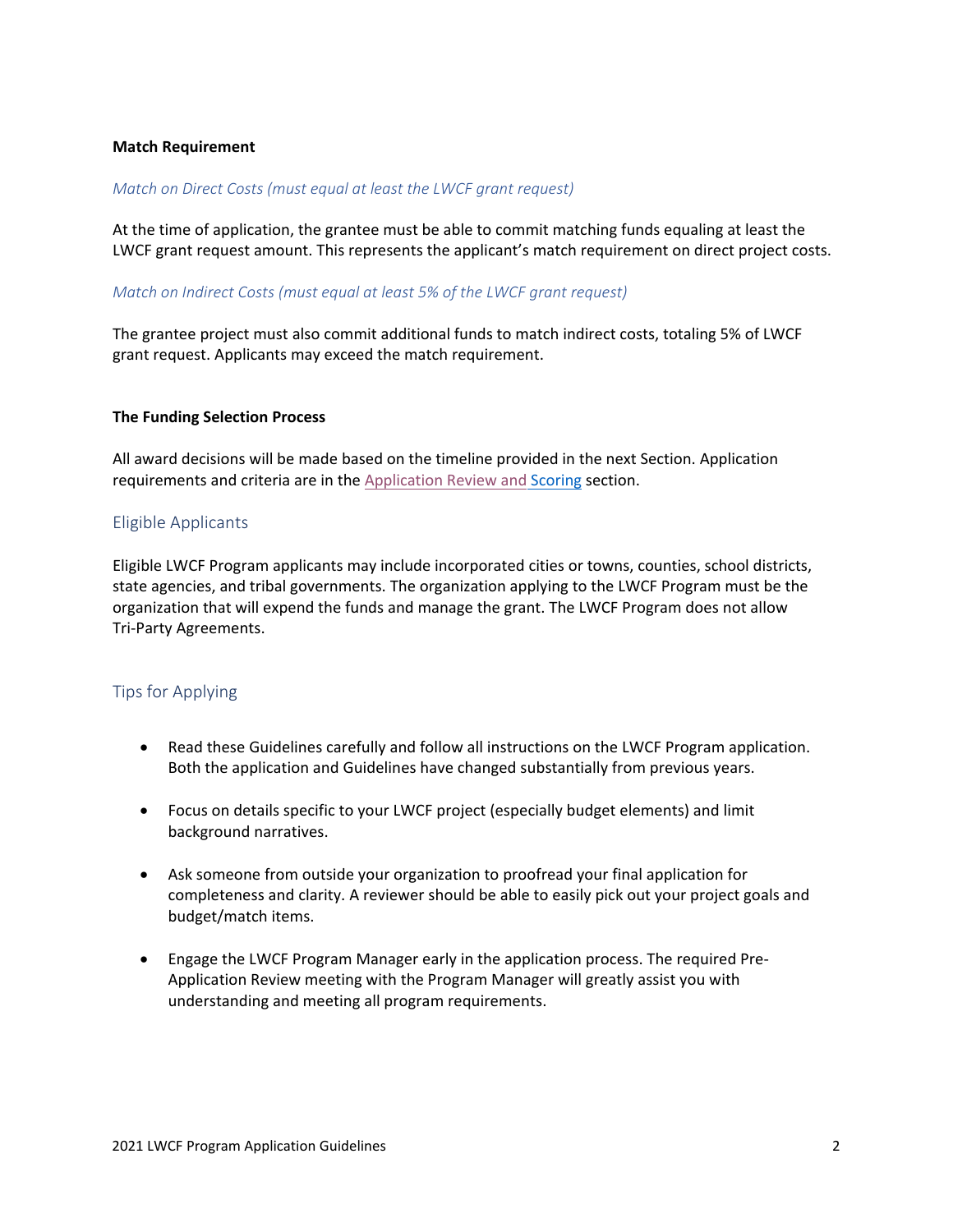**Match Requirement**

*Match on Direct Costs (must equal at least the LWCF grant request)*

At the time of application, the grantee must be able to commit matching funds equaling at least the LWCF grant request amount. This represents the applicant's match requirement on direct project costs.

*Match on Indirect Costs (must equal at least 5% of the LWCF grant request)*

The grantee project must also commit additional funds to match indirect costs, totaling 5% of LWCF grant request. Applicants may exceed the match requirement.

**The Funding Selection Process**

All award decisions will be made based on the timeline provided in the next Section. Application requirements and criteria are in the Application Review and Scoring section.

## Eligible Applicants

Eligible LWCF Program applicants may include incorporated cities or towns, counties, school districts, state agencies, and tribal governments. The organization applying to the LWCF Program must be the organization that will expend the funds and manage the grant. The LWCF Program does not allow Tri-Party Agreements.

## Tips for Applying

- Read these Guidelines carefully and follow all instructions on the LWCF Program application. Both the application and Guidelines have changed substantially from previous years.
- Focus on details specific to your LWCF project (especially budget elements) and limit background narratives.
- Ask someone from outside your organization to proofread your final application for completeness and clarity. A reviewer should be able to easily pick out your project goals and budget/match items.
- Engage the LWCF Program Manager early in the application process. The required Pre-Application Review meeting with the Program Manager will greatly assist you with understanding and meeting all program requirements.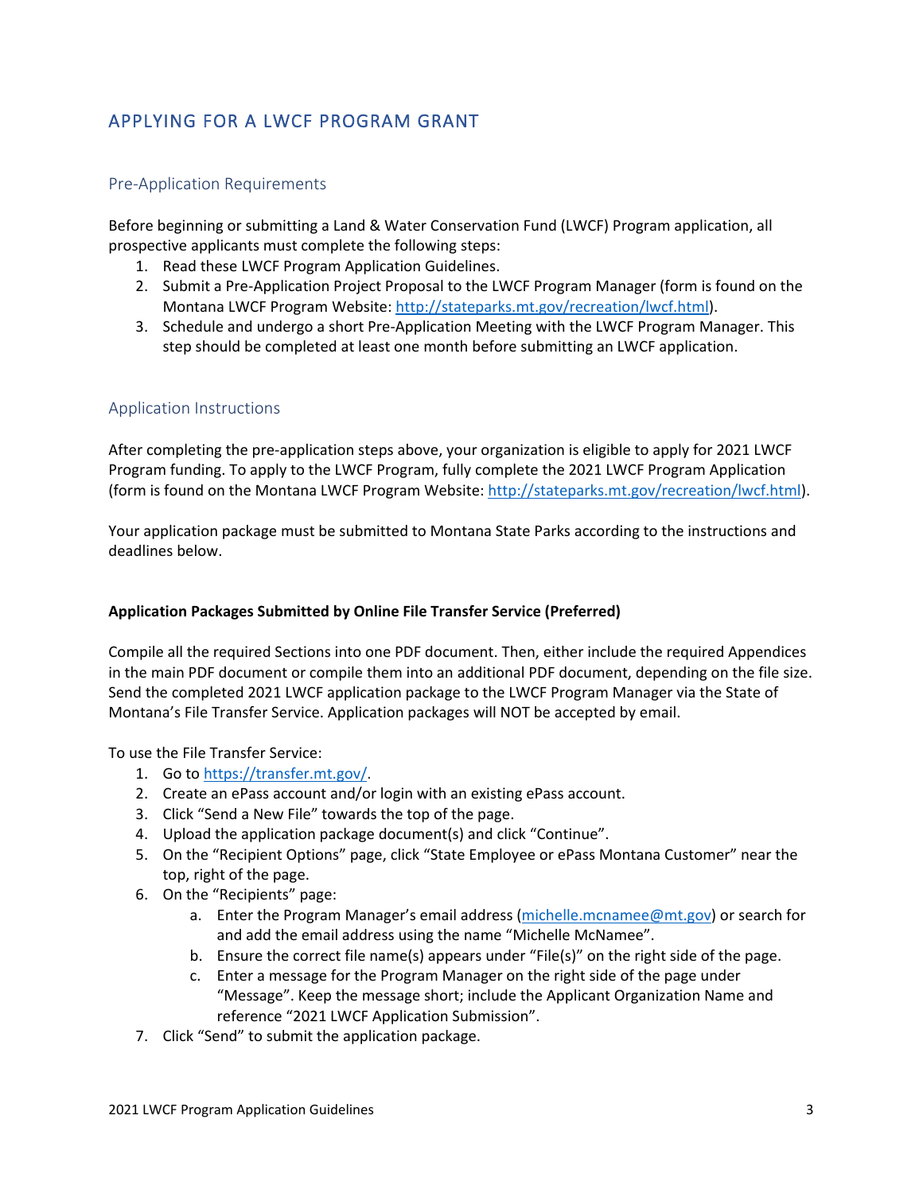## APPLYING FOR A LWCF PROGRAM GRANT

### Pre-Application Requirements

Before beginning or submitting a Land & Water Conservation Fund (LWCF) Program application, all prospective applicants must complete the following steps:

1. Read these LWCF Program Application Guidelines.
2. Submit a Pre-Application Project Proposal to the LWCF Program Manager (form is found on the Montana LWCF Program Website: [http://stateparks.mt.gov/recreation/lwcf.html](http://stateparks.mt.gov/recreation/lwcf.html)).
3. Schedule and undergo a short Pre-Application Meeting with the LWCF Program Manager. This step should be completed at least one month before submitting an LWCF application.

### Application Instructions

After completing the pre-application steps above, your organization is eligible to apply for 2021 LWCF Program funding. To apply to the LWCF Program, fully complete the 2021 LWCF Program Application (form is found on the Montana LWCF Program Website: [http://stateparks.mt.gov/recreation/lwcf.html](http://stateparks.mt.gov/recreation/lwcf.html)).

Your application package must be submitted to Montana State Parks according to the instructions and deadlines below.

**Application Packages Submitted by Online File Transfer Service (Preferred)**

Compile all the required Sections into one PDF document. Then, either include the required Appendices in the main PDF document or compile them into an additional PDF document, depending on the file size. Send the completed 2021 LWCF application package to the LWCF Program Manager via the State of Montana's File Transfer Service. Application packages will NOT be accepted by email.

To use the File Transfer Service:

1. Go to [https://transfer.mt.gov/](https://transfer.mt.gov/).
2. Create an ePass account and/or login with an existing ePass account.
3. Click "Send a New File" towards the top of the page.
4. Upload the application package document(s) and click "Continue".
5. On the "Recipient Options" page, click "State Employee or ePass Montana Customer" near the top, right of the page.
6. On the "Recipients" page:
    a. Enter the Program Manager's email address ([michelle.mcnamee@mt.gov](mailto:michelle.mcnamee@mt.gov)) or search for and add the email address using the name "Michelle McNamee".
    b. Ensure the correct file name(s) appears under "File(s)" on the right side of the page.
    c. Enter a message for the Program Manager on the right side of the page under "Message". Keep the message short; include the Applicant Organization Name and reference "2021 LWCF Application Submission".
7. Click "Send" to submit the application package.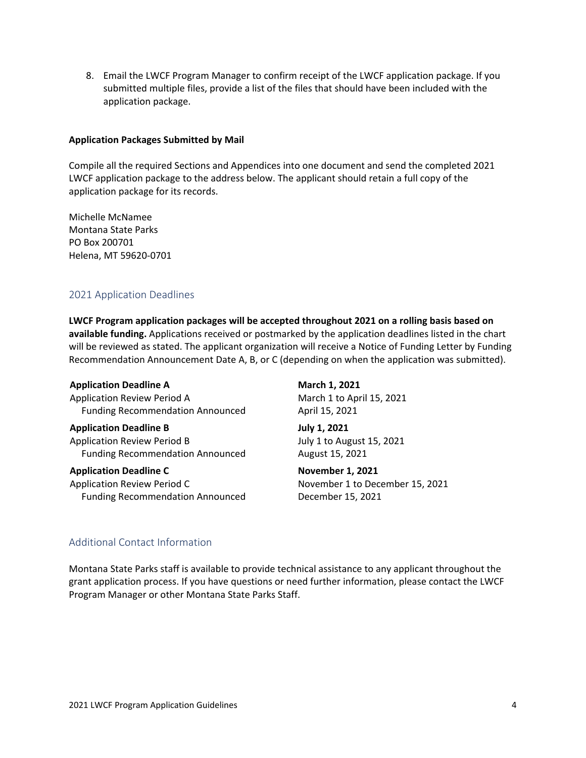8. Email the LWCF Program Manager to confirm receipt of the LWCF application package. If you submitted multiple files, provide a list of the files that should have been included with the application package.

**Application Packages Submitted by Mail**

Compile all the required Sections and Appendices into one document and send the completed 2021 LWCF application package to the address below. The applicant should retain a full copy of the application package for its records.

Michelle McNamee
Montana State Parks
PO Box 200701
Helena, MT 59620-0701

## 2021 Application Deadlines

**LWCF Program application packages will be accepted throughout 2021 on a rolling basis based on available funding.** Applications received or postmarked by the application deadlines listed in the chart will be reviewed as stated. The applicant organization will receive a Notice of Funding Letter by Funding Recommendation Announcement Date A, B, or C (depending on when the application was submitted).

| | |
|---|---|
| **Application Deadline A** | **March 1, 2021** |
| Application Review Period A | March 1 to April 15, 2021 |
| Funding Recommendation Announced | April 15, 2021 |
| **Application Deadline B** | **July 1, 2021** |
| Application Review Period B | July 1 to August 15, 2021 |
| Funding Recommendation Announced | August 15, 2021 |
| **Application Deadline C** | **November 1, 2021** |
| Application Review Period C | November 1 to December 15, 2021 |
| Funding Recommendation Announced | December 15, 2021 |

## Additional Contact Information

Montana State Parks staff is available to provide technical assistance to any applicant throughout the grant application process. If you have questions or need further information, please contact the LWCF Program Manager or other Montana State Parks Staff.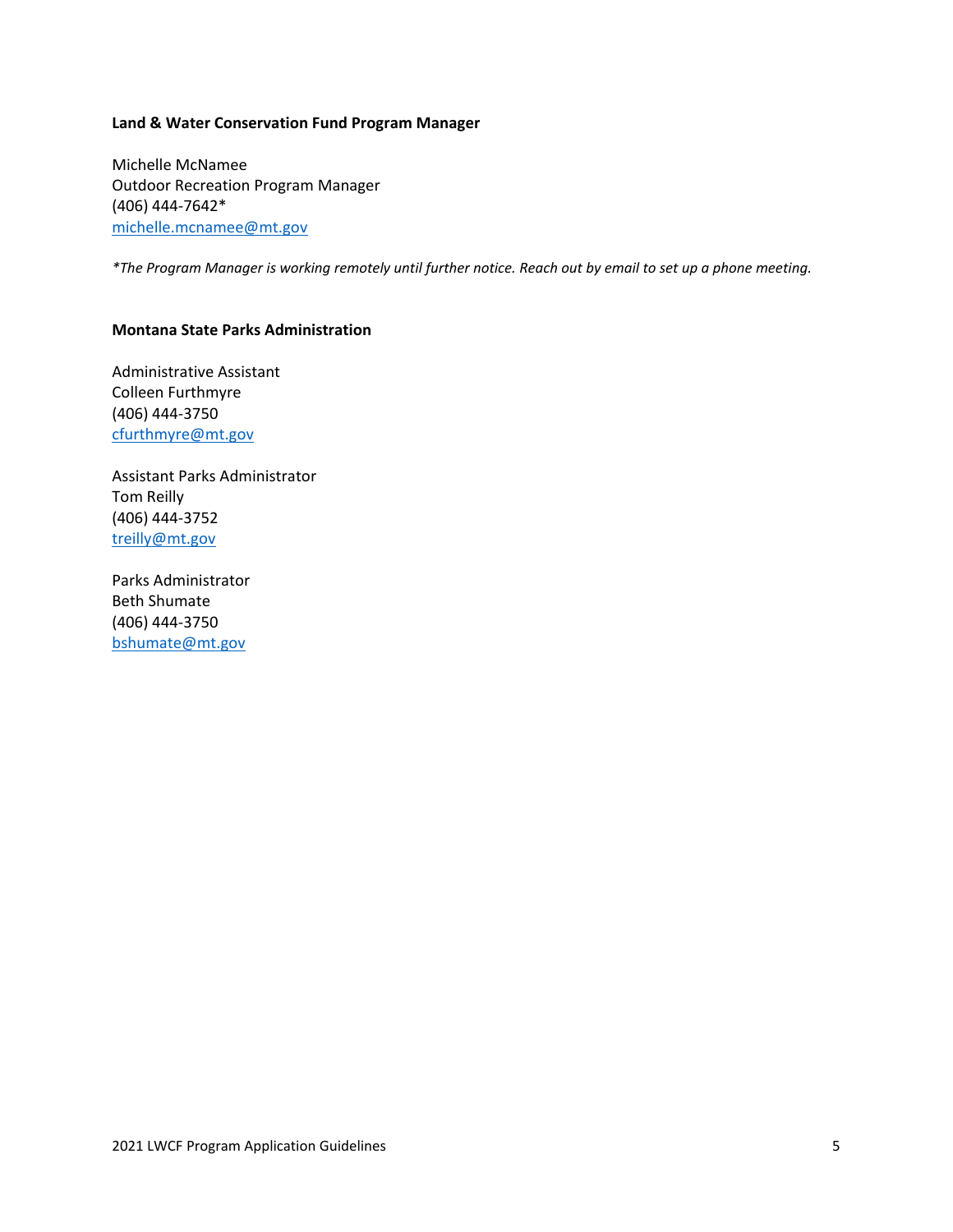**Land & Water Conservation Fund Program Manager**

Michelle McNamee
Outdoor Recreation Program Manager
(406) 444-7642*
michelle.mcnamee@mt.gov

*\*The Program Manager is working remotely until further notice. Reach out by email to set up a phone meeting.*

**Montana State Parks Administration**

Administrative Assistant
Colleen Furthmyre
(406) 444-3750
cfurthmyre@mt.gov

Assistant Parks Administrator
Tom Reilly
(406) 444-3752
treilly@mt.gov

Parks Administrator
Beth Shumate
(406) 444-3750
bshumate@mt.gov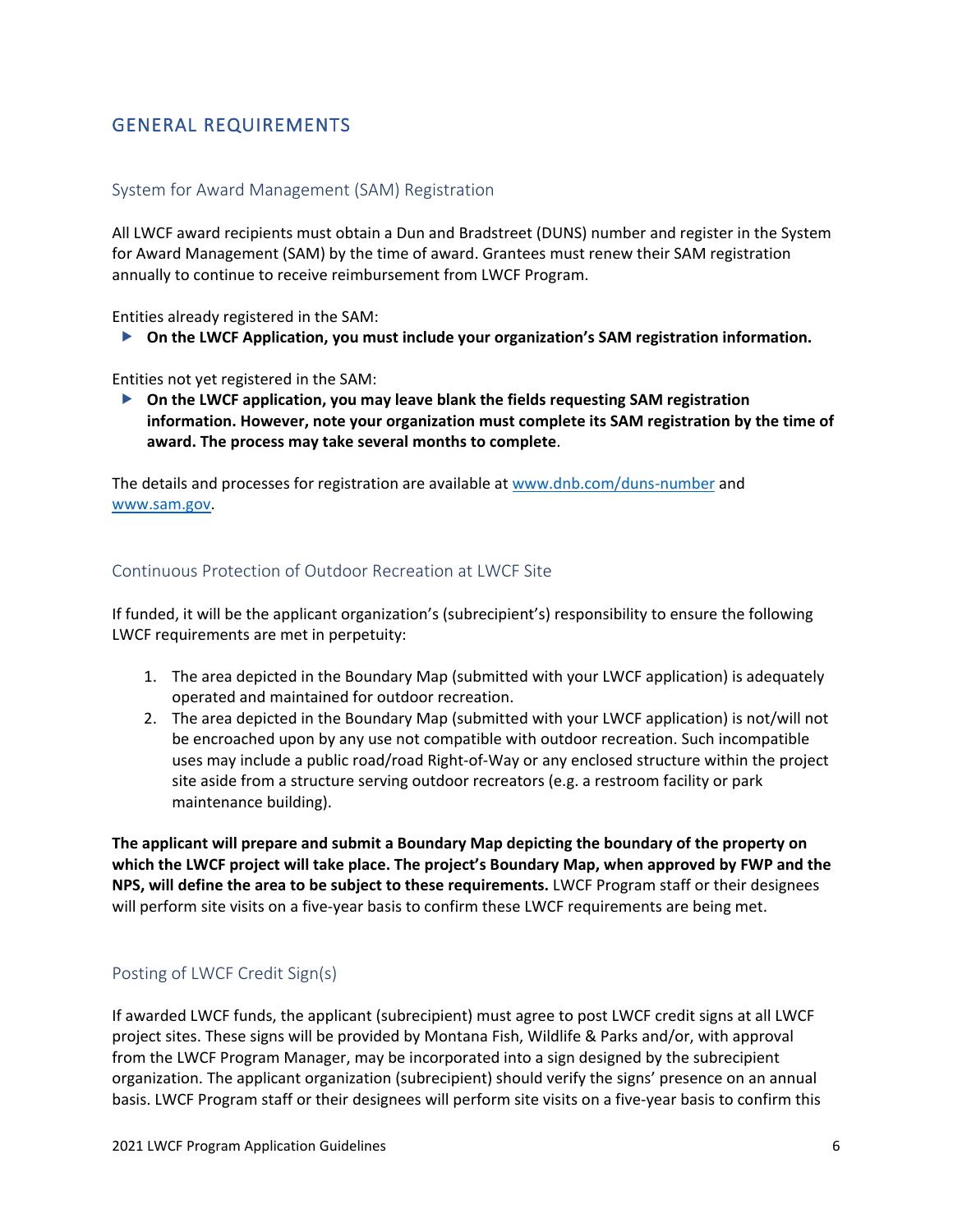## GENERAL REQUIREMENTS

### System for Award Management (SAM) Registration

All LWCF award recipients must obtain a Dun and Bradstreet (DUNS) number and register in the System for Award Management (SAM) by the time of award. Grantees must renew their SAM registration annually to continue to receive reimbursement from LWCF Program.

Entities already registered in the SAM:

- **On the LWCF Application, you must include your organization's SAM registration information.**

Entities not yet registered in the SAM:

- **On the LWCF application, you may leave blank the fields requesting SAM registration information. However, note your organization must complete its SAM registration by the time of award. The process may take several months to complete**.

The details and processes for registration are available at [www.dnb.com/duns-number](www.dnb.com/duns-number) and [www.sam.gov](www.sam.gov).

### Continuous Protection of Outdoor Recreation at LWCF Site

If funded, it will be the applicant organization's (subrecipient's) responsibility to ensure the following LWCF requirements are met in perpetuity:

1. The area depicted in the Boundary Map (submitted with your LWCF application) is adequately operated and maintained for outdoor recreation.
2. The area depicted in the Boundary Map (submitted with your LWCF application) is not/will not be encroached upon by any use not compatible with outdoor recreation. Such incompatible uses may include a public road/road Right-of-Way or any enclosed structure within the project site aside from a structure serving outdoor recreators (e.g. a restroom facility or park maintenance building).

**The applicant will prepare and submit a Boundary Map depicting the boundary of the property on which the LWCF project will take place. The project's Boundary Map, when approved by FWP and the NPS, will define the area to be subject to these requirements.** LWCF Program staff or their designees will perform site visits on a five-year basis to confirm these LWCF requirements are being met.

### Posting of LWCF Credit Sign(s)

If awarded LWCF funds, the applicant (subrecipient) must agree to post LWCF credit signs at all LWCF project sites. These signs will be provided by Montana Fish, Wildlife & Parks and/or, with approval from the LWCF Program Manager, may be incorporated into a sign designed by the subrecipient organization. The applicant organization (subrecipient) should verify the signs' presence on an annual basis. LWCF Program staff or their designees will perform site visits on a five-year basis to confirm this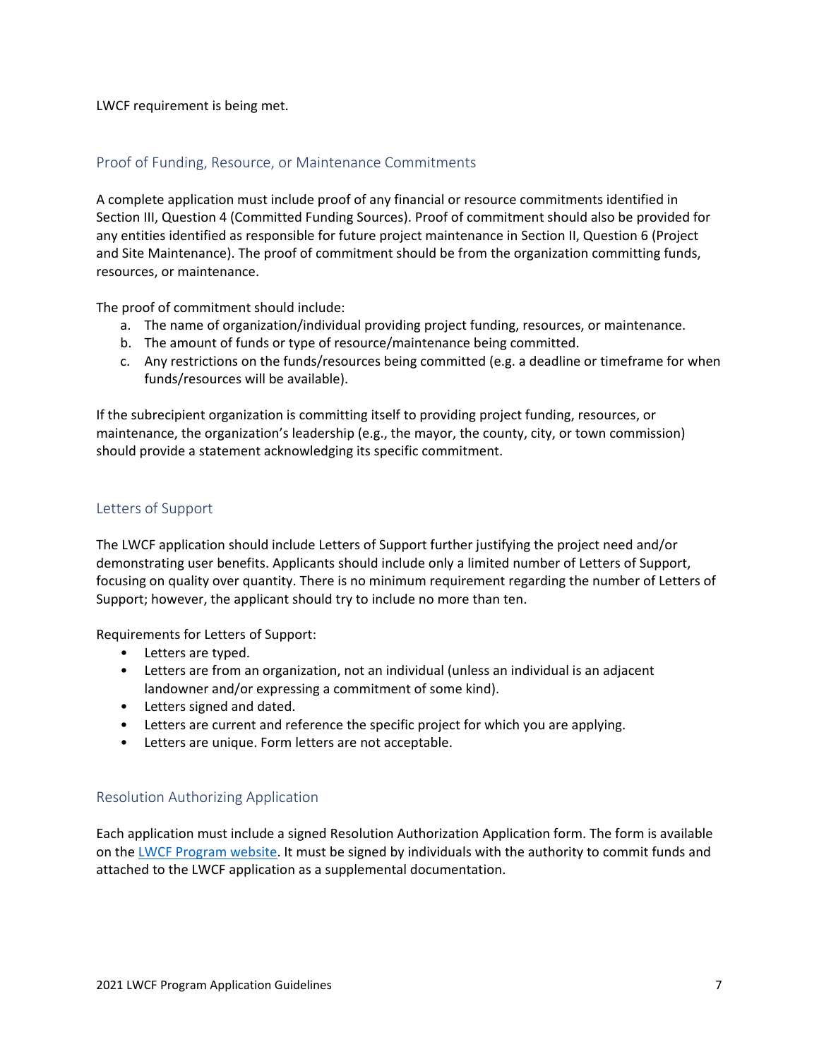LWCF requirement is being met.

### Proof of Funding, Resource, or Maintenance Commitments

A complete application must include proof of any financial or resource commitments identified in Section III, Question 4 (Committed Funding Sources). Proof of commitment should also be provided for any entities identified as responsible for future project maintenance in Section II, Question 6 (Project and Site Maintenance). The proof of commitment should be from the organization committing funds, resources, or maintenance.

The proof of commitment should include:

a. The name of organization/individual providing project funding, resources, or maintenance.
b. The amount of funds or type of resource/maintenance being committed.
c. Any restrictions on the funds/resources being committed (e.g. a deadline or timeframe for when funds/resources will be available).

If the subrecipient organization is committing itself to providing project funding, resources, or maintenance, the organization's leadership (e.g., the mayor, the county, city, or town commission) should provide a statement acknowledging its specific commitment.

### Letters of Support

The LWCF application should include Letters of Support further justifying the project need and/or demonstrating user benefits. Applicants should include only a limited number of Letters of Support, focusing on quality over quantity. There is no minimum requirement regarding the number of Letters of Support; however, the applicant should try to include no more than ten.

Requirements for Letters of Support:

- Letters are typed.
- Letters are from an organization, not an individual (unless an individual is an adjacent landowner and/or expressing a commitment of some kind).
- Letters signed and dated.
- Letters are current and reference the specific project for which you are applying.
- Letters are unique. Form letters are not acceptable.

### Resolution Authorizing Application

Each application must include a signed Resolution Authorization Application form. The form is available on the LWCF Program website. It must be signed by individuals with the authority to commit funds and attached to the LWCF application as a supplemental documentation.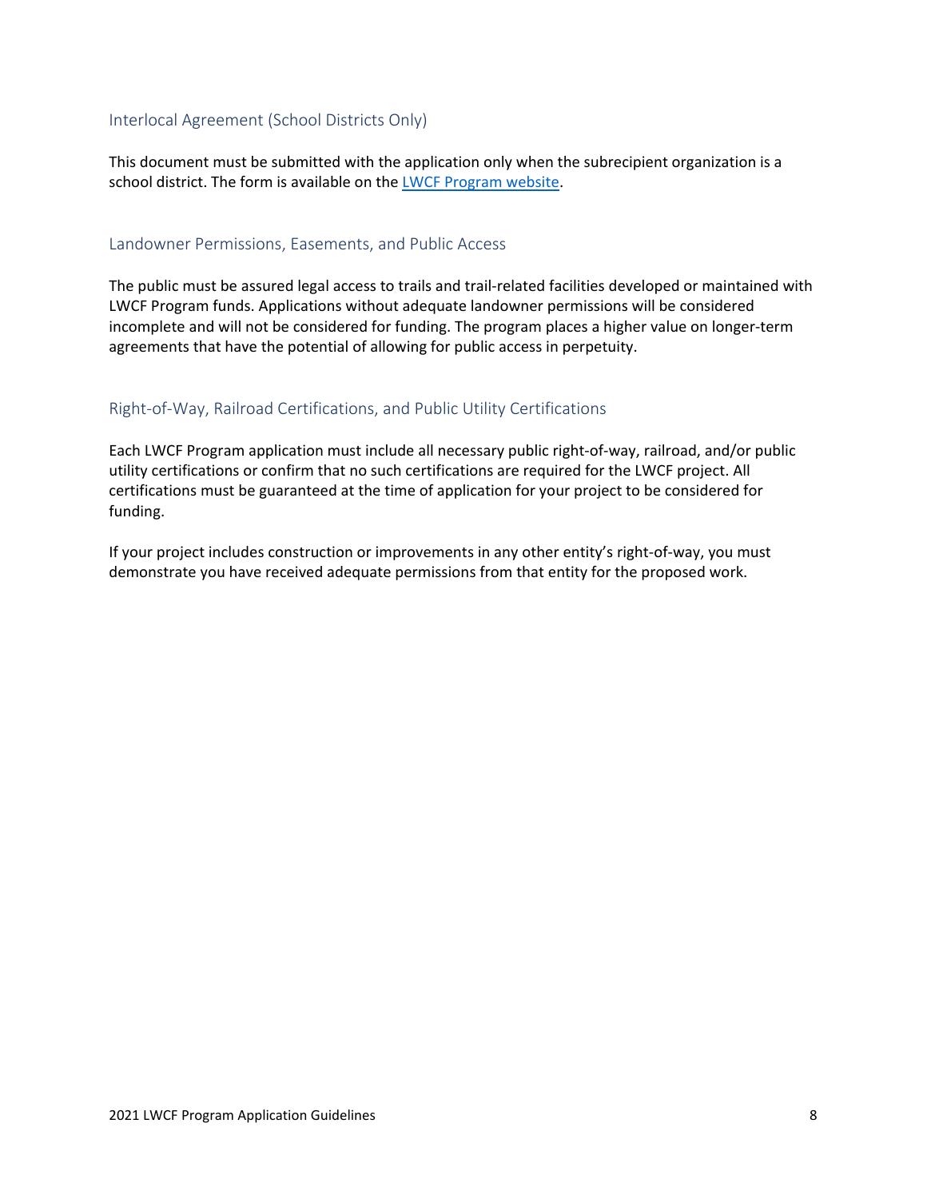### Interlocal Agreement (School Districts Only)

This document must be submitted with the application only when the subrecipient organization is a school district. The form is available on the [LWCF Program website](#).

### Landowner Permissions, Easements, and Public Access

The public must be assured legal access to trails and trail-related facilities developed or maintained with LWCF Program funds. Applications without adequate landowner permissions will be considered incomplete and will not be considered for funding. The program places a higher value on longer-term agreements that have the potential of allowing for public access in perpetuity.

### Right-of-Way, Railroad Certifications, and Public Utility Certifications

Each LWCF Program application must include all necessary public right-of-way, railroad, and/or public utility certifications or confirm that no such certifications are required for the LWCF project. All certifications must be guaranteed at the time of application for your project to be considered for funding.

If your project includes construction or improvements in any other entity's right-of-way, you must demonstrate you have received adequate permissions from that entity for the proposed work.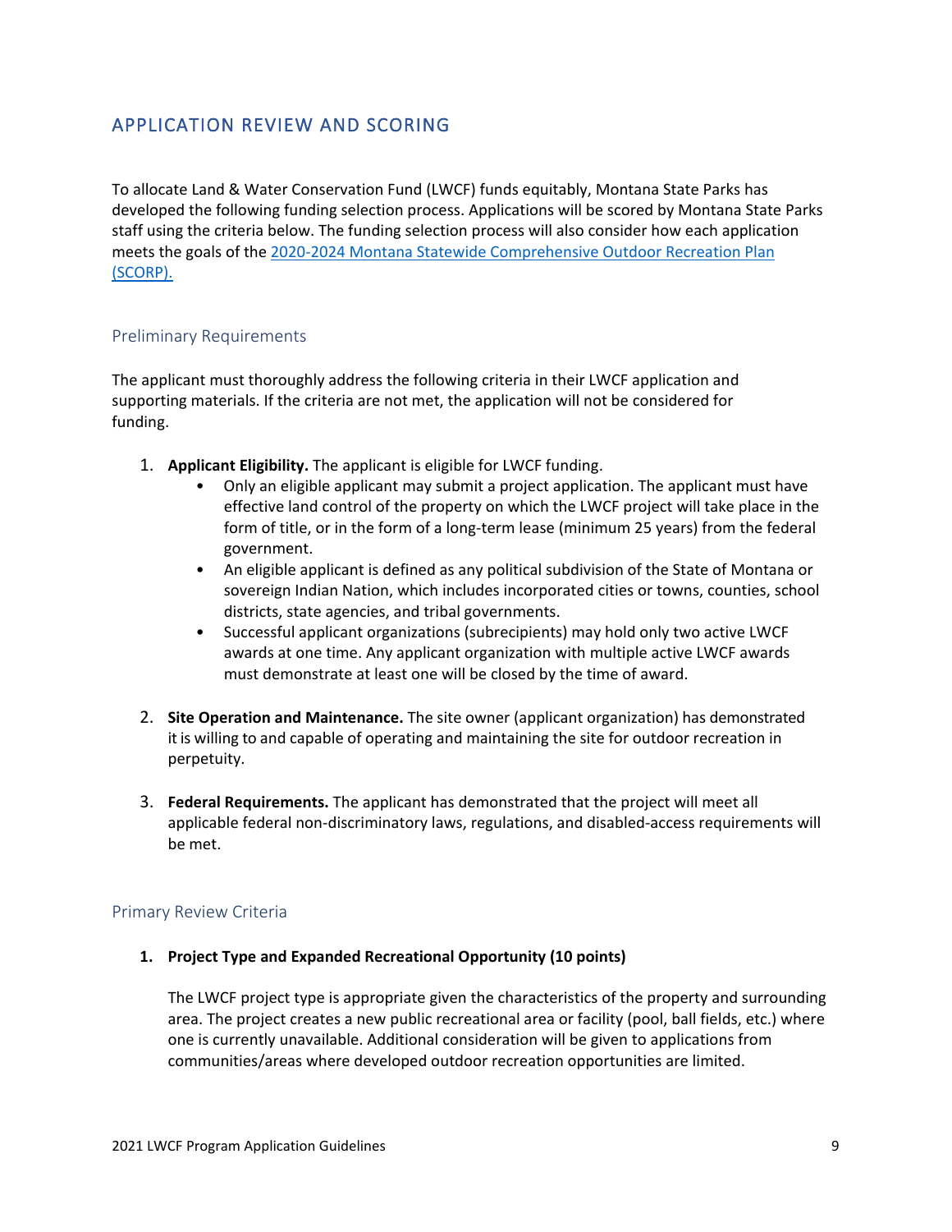## APPLICATION REVIEW AND SCORING

To allocate Land & Water Conservation Fund (LWCF) funds equitably, Montana State Parks has developed the following funding selection process. Applications will be scored by Montana State Parks staff using the criteria below. The funding selection process will also consider how each application meets the goals of the [2020-2024 Montana Statewide Comprehensive Outdoor Recreation Plan (SCORP).]

### Preliminary Requirements

The applicant must thoroughly address the following criteria in their LWCF application and supporting materials. If the criteria are not met, the application will not be considered for funding.

1. **Applicant Eligibility.** The applicant is eligible for LWCF funding.
   - Only an eligible applicant may submit a project application. The applicant must have effective land control of the property on which the LWCF project will take place in the form of title, or in the form of a long-term lease (minimum 25 years) from the federal government.
   - An eligible applicant is defined as any political subdivision of the State of Montana or sovereign Indian Nation, which includes incorporated cities or towns, counties, school districts, state agencies, and tribal governments.
   - Successful applicant organizations (subrecipients) may hold only two active LWCF awards at one time. Any applicant organization with multiple active LWCF awards must demonstrate at least one will be closed by the time of award.

2. **Site Operation and Maintenance.** The site owner (applicant organization) has demonstrated it is willing to and capable of operating and maintaining the site for outdoor recreation in perpetuity.

3. **Federal Requirements.** The applicant has demonstrated that the project will meet all applicable federal non-discriminatory laws, regulations, and disabled-access requirements will be met.

### Primary Review Criteria

1. **Project Type and Expanded Recreational Opportunity (10 points)**

   The LWCF project type is appropriate given the characteristics of the property and surrounding area. The project creates a new public recreational area or facility (pool, ball fields, etc.) where one is currently unavailable. Additional consideration will be given to applications from communities/areas where developed outdoor recreation opportunities are limited.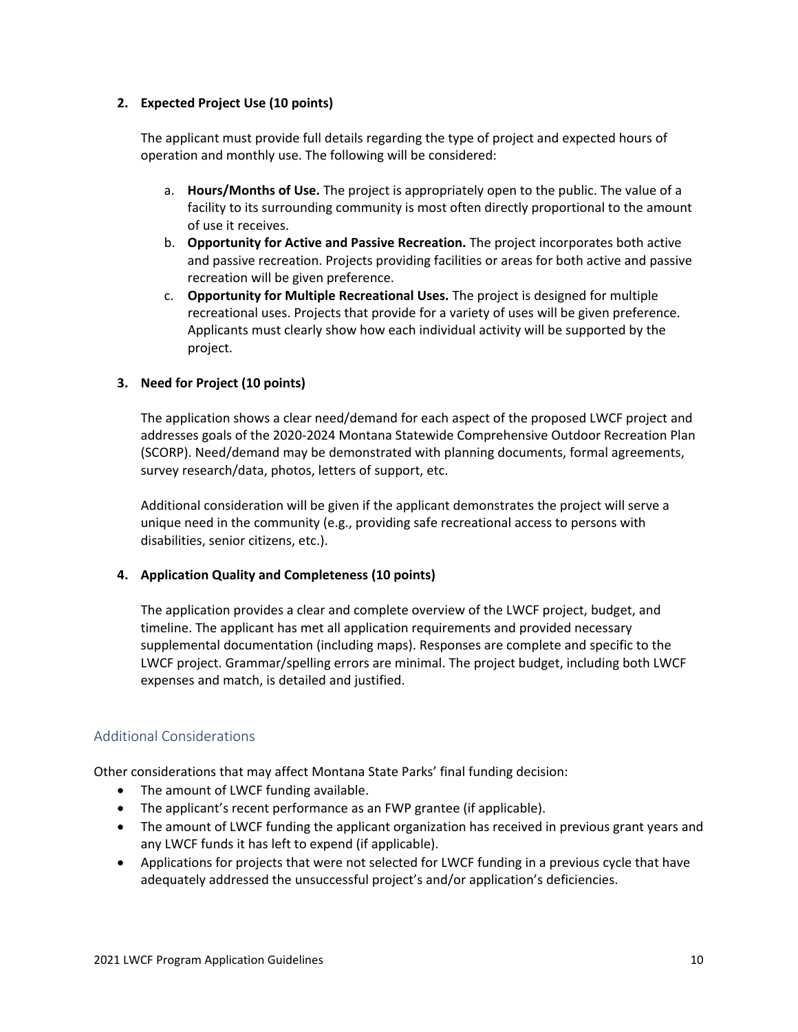2. **Expected Project Use (10 points)**

   The applicant must provide full details regarding the type of project and expected hours of operation and monthly use. The following will be considered:

   a. **Hours/Months of Use.** The project is appropriately open to the public. The value of a facility to its surrounding community is most often directly proportional to the amount of use it receives.
   b. **Opportunity for Active and Passive Recreation.** The project incorporates both active and passive recreation. Projects providing facilities or areas for both active and passive recreation will be given preference.
   c. **Opportunity for Multiple Recreational Uses.** The project is designed for multiple recreational uses. Projects that provide for a variety of uses will be given preference. Applicants must clearly show how each individual activity will be supported by the project.

3. **Need for Project (10 points)**

   The application shows a clear need/demand for each aspect of the proposed LWCF project and addresses goals of the 2020-2024 Montana Statewide Comprehensive Outdoor Recreation Plan (SCORP). Need/demand may be demonstrated with planning documents, formal agreements, survey research/data, photos, letters of support, etc.

   Additional consideration will be given if the applicant demonstrates the project will serve a unique need in the community (e.g., providing safe recreational access to persons with disabilities, senior citizens, etc.).

4. **Application Quality and Completeness (10 points)**

   The application provides a clear and complete overview of the LWCF project, budget, and timeline. The applicant has met all application requirements and provided necessary supplemental documentation (including maps). Responses are complete and specific to the LWCF project. Grammar/spelling errors are minimal. The project budget, including both LWCF expenses and match, is detailed and justified.

## Additional Considerations

Other considerations that may affect Montana State Parks' final funding decision:

- The amount of LWCF funding available.
- The applicant's recent performance as an FWP grantee (if applicable).
- The amount of LWCF funding the applicant organization has received in previous grant years and any LWCF funds it has left to expend (if applicable).
- Applications for projects that were not selected for LWCF funding in a previous cycle that have adequately addressed the unsuccessful project's and/or application's deficiencies.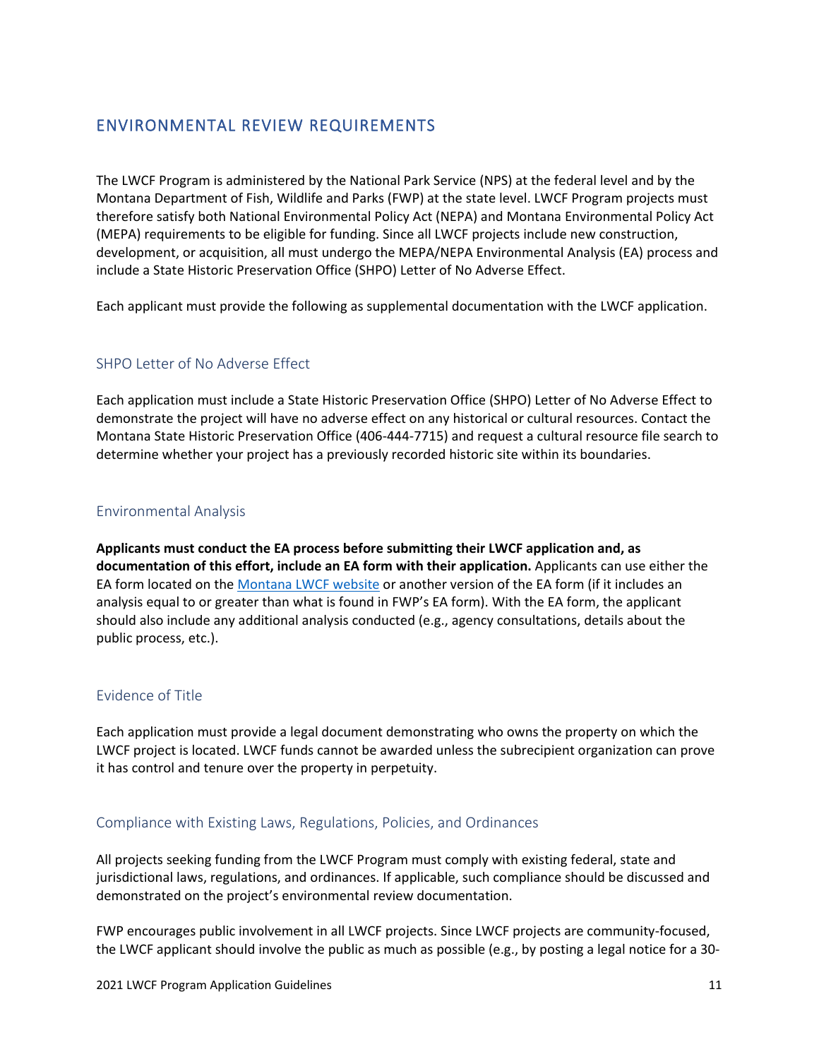## ENVIRONMENTAL REVIEW REQUIREMENTS

The LWCF Program is administered by the National Park Service (NPS) at the federal level and by the Montana Department of Fish, Wildlife and Parks (FWP) at the state level. LWCF Program projects must therefore satisfy both National Environmental Policy Act (NEPA) and Montana Environmental Policy Act (MEPA) requirements to be eligible for funding. Since all LWCF projects include new construction, development, or acquisition, all must undergo the MEPA/NEPA Environmental Analysis (EA) process and include a State Historic Preservation Office (SHPO) Letter of No Adverse Effect.

Each applicant must provide the following as supplemental documentation with the LWCF application.

### SHPO Letter of No Adverse Effect

Each application must include a State Historic Preservation Office (SHPO) Letter of No Adverse Effect to demonstrate the project will have no adverse effect on any historical or cultural resources. Contact the Montana State Historic Preservation Office (406-444-7715) and request a cultural resource file search to determine whether your project has a previously recorded historic site within its boundaries.

### Environmental Analysis

**Applicants must conduct the EA process before submitting their LWCF application and, as documentation of this effort, include an EA form with their application.** Applicants can use either the EA form located on the Montana LWCF website or another version of the EA form (if it includes an analysis equal to or greater than what is found in FWP's EA form). With the EA form, the applicant should also include any additional analysis conducted (e.g., agency consultations, details about the public process, etc.).

### Evidence of Title

Each application must provide a legal document demonstrating who owns the property on which the LWCF project is located. LWCF funds cannot be awarded unless the subrecipient organization can prove it has control and tenure over the property in perpetuity.

### Compliance with Existing Laws, Regulations, Policies, and Ordinances

All projects seeking funding from the LWCF Program must comply with existing federal, state and jurisdictional laws, regulations, and ordinances. If applicable, such compliance should be discussed and demonstrated on the project's environmental review documentation.

FWP encourages public involvement in all LWCF projects. Since LWCF projects are community-focused, the LWCF applicant should involve the public as much as possible (e.g., by posting a legal notice for a 30-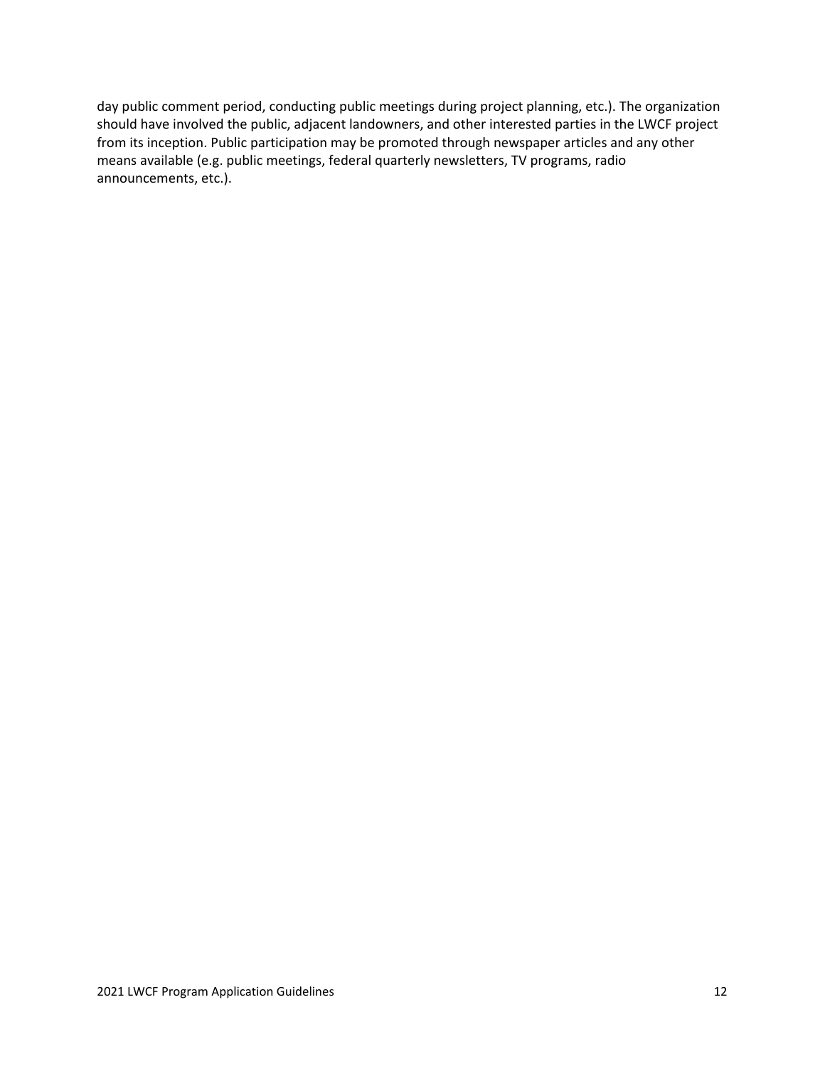day public comment period, conducting public meetings during project planning, etc.). The organization should have involved the public, adjacent landowners, and other interested parties in the LWCF project from its inception. Public participation may be promoted through newspaper articles and any other means available (e.g. public meetings, federal quarterly newsletters, TV programs, radio announcements, etc.).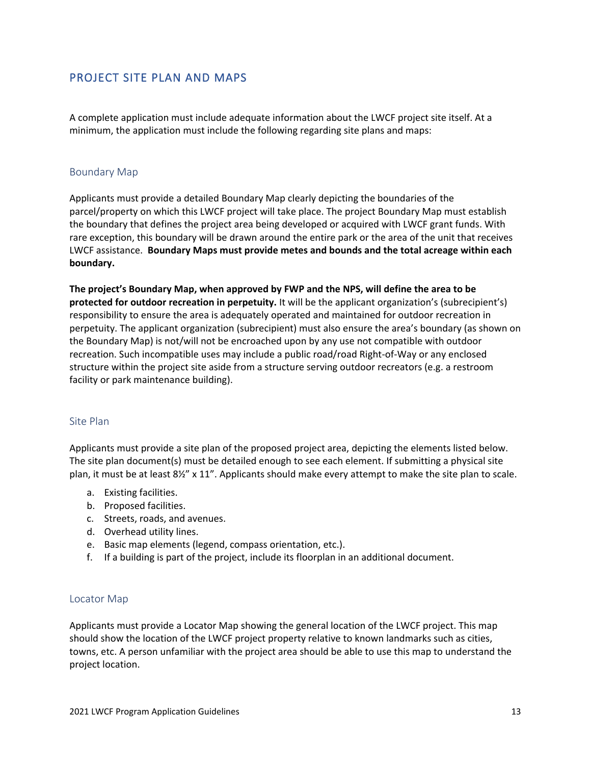## PROJECT SITE PLAN AND MAPS

A complete application must include adequate information about the LWCF project site itself. At a minimum, the application must include the following regarding site plans and maps:

### Boundary Map

Applicants must provide a detailed Boundary Map clearly depicting the boundaries of the parcel/property on which this LWCF project will take place. The project Boundary Map must establish the boundary that defines the project area being developed or acquired with LWCF grant funds. With rare exception, this boundary will be drawn around the entire park or the area of the unit that receives LWCF assistance. **Boundary Maps must provide metes and bounds and the total acreage within each boundary.**

**The project's Boundary Map, when approved by FWP and the NPS, will define the area to be protected for outdoor recreation in perpetuity.** It will be the applicant organization's (subrecipient's) responsibility to ensure the area is adequately operated and maintained for outdoor recreation in perpetuity. The applicant organization (subrecipient) must also ensure the area's boundary (as shown on the Boundary Map) is not/will not be encroached upon by any use not compatible with outdoor recreation. Such incompatible uses may include a public road/road Right-of-Way or any enclosed structure within the project site aside from a structure serving outdoor recreators (e.g. a restroom facility or park maintenance building).

### Site Plan

Applicants must provide a site plan of the proposed project area, depicting the elements listed below. The site plan document(s) must be detailed enough to see each element. If submitting a physical site plan, it must be at least 8½" x 11". Applicants should make every attempt to make the site plan to scale.

a. Existing facilities.
b. Proposed facilities.
c. Streets, roads, and avenues.
d. Overhead utility lines.
e. Basic map elements (legend, compass orientation, etc.).
f. If a building is part of the project, include its floorplan in an additional document.

### Locator Map

Applicants must provide a Locator Map showing the general location of the LWCF project. This map should show the location of the LWCF project property relative to known landmarks such as cities, towns, etc. A person unfamiliar with the project area should be able to use this map to understand the project location.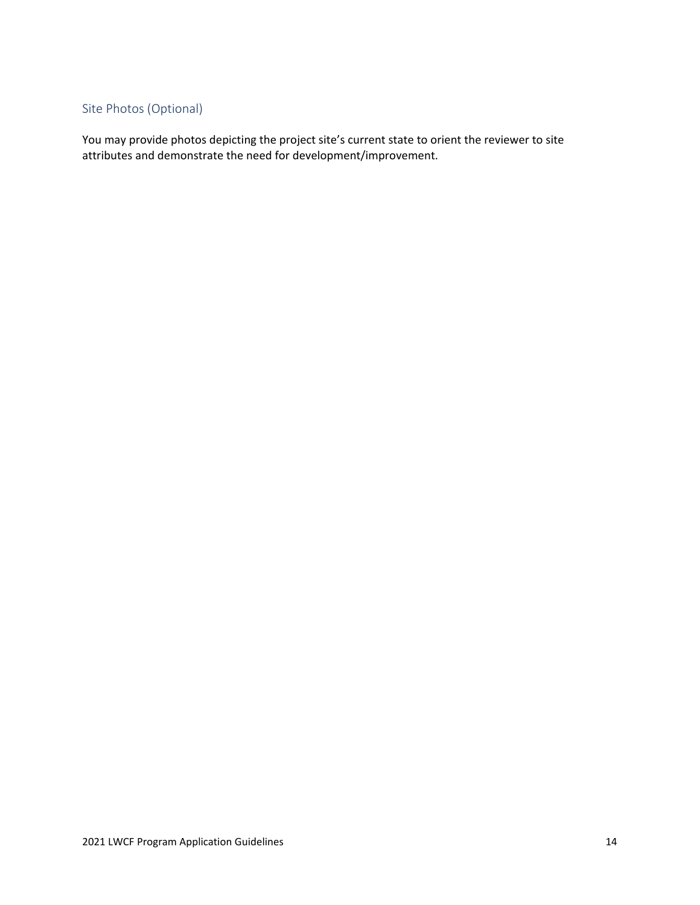## Site Photos (Optional)

You may provide photos depicting the project site's current state to orient the reviewer to site attributes and demonstrate the need for development/improvement.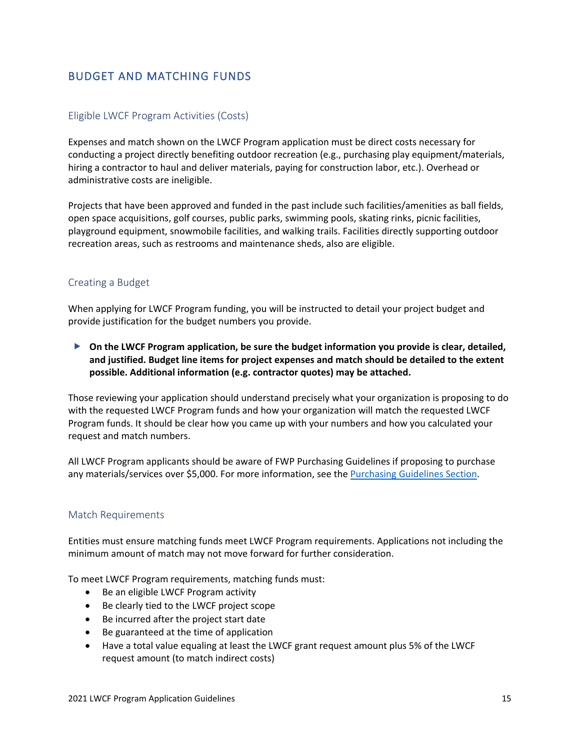## BUDGET AND MATCHING FUNDS

### Eligible LWCF Program Activities (Costs)

Expenses and match shown on the LWCF Program application must be direct costs necessary for conducting a project directly benefiting outdoor recreation (e.g., purchasing play equipment/materials, hiring a contractor to haul and deliver materials, paying for construction labor, etc.). Overhead or administrative costs are ineligible.

Projects that have been approved and funded in the past include such facilities/amenities as ball fields, open space acquisitions, golf courses, public parks, swimming pools, skating rinks, picnic facilities, playground equipment, snowmobile facilities, and walking trails. Facilities directly supporting outdoor recreation areas, such as restrooms and maintenance sheds, also are eligible.

### Creating a Budget

When applying for LWCF Program funding, you will be instructed to detail your project budget and provide justification for the budget numbers you provide.

- **On the LWCF Program application, be sure the budget information you provide is clear, detailed, and justified. Budget line items for project expenses and match should be detailed to the extent possible. Additional information (e.g. contractor quotes) may be attached.**

Those reviewing your application should understand precisely what your organization is proposing to do with the requested LWCF Program funds and how your organization will match the requested LWCF Program funds. It should be clear how you came up with your numbers and how you calculated your request and match numbers.

All LWCF Program applicants should be aware of FWP Purchasing Guidelines if proposing to purchase any materials/services over $5,000. For more information, see the Purchasing Guidelines Section.

### Match Requirements

Entities must ensure matching funds meet LWCF Program requirements. Applications not including the minimum amount of match may not move forward for further consideration.

To meet LWCF Program requirements, matching funds must:

- Be an eligible LWCF Program activity
- Be clearly tied to the LWCF project scope
- Be incurred after the project start date
- Be guaranteed at the time of application
- Have a total value equaling at least the LWCF grant request amount plus 5% of the LWCF request amount (to match indirect costs)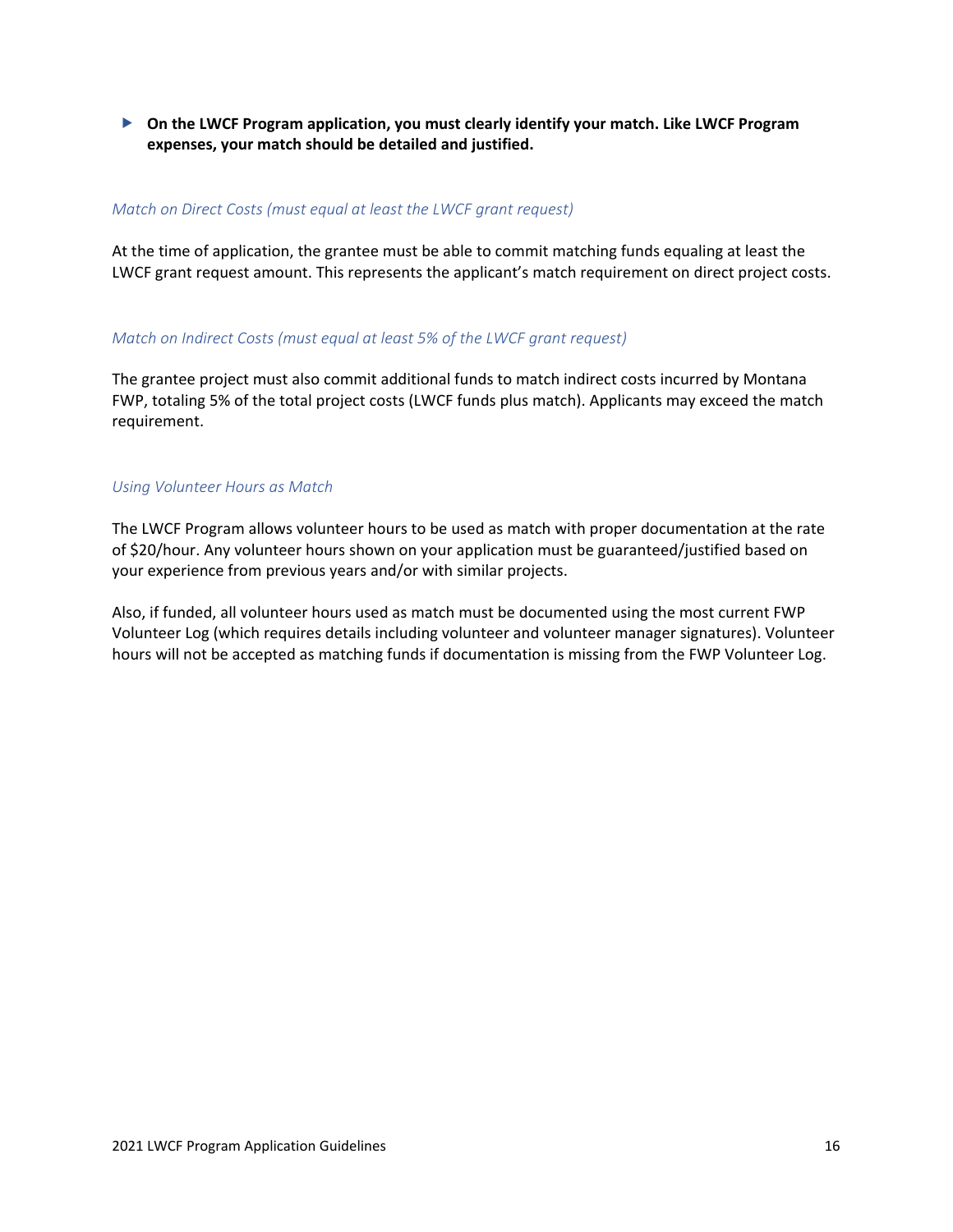- **On the LWCF Program application, you must clearly identify your match. Like LWCF Program expenses, your match should be detailed and justified.**

*Match on Direct Costs (must equal at least the LWCF grant request)*

At the time of application, the grantee must be able to commit matching funds equaling at least the LWCF grant request amount. This represents the applicant's match requirement on direct project costs.

*Match on Indirect Costs (must equal at least 5% of the LWCF grant request)*

The grantee project must also commit additional funds to match indirect costs incurred by Montana FWP, totaling 5% of the total project costs (LWCF funds plus match). Applicants may exceed the match requirement.

*Using Volunteer Hours as Match*

The LWCF Program allows volunteer hours to be used as match with proper documentation at the rate of $20/hour. Any volunteer hours shown on your application must be guaranteed/justified based on your experience from previous years and/or with similar projects.

Also, if funded, all volunteer hours used as match must be documented using the most current FWP Volunteer Log (which requires details including volunteer and volunteer manager signatures). Volunteer hours will not be accepted as matching funds if documentation is missing from the FWP Volunteer Log.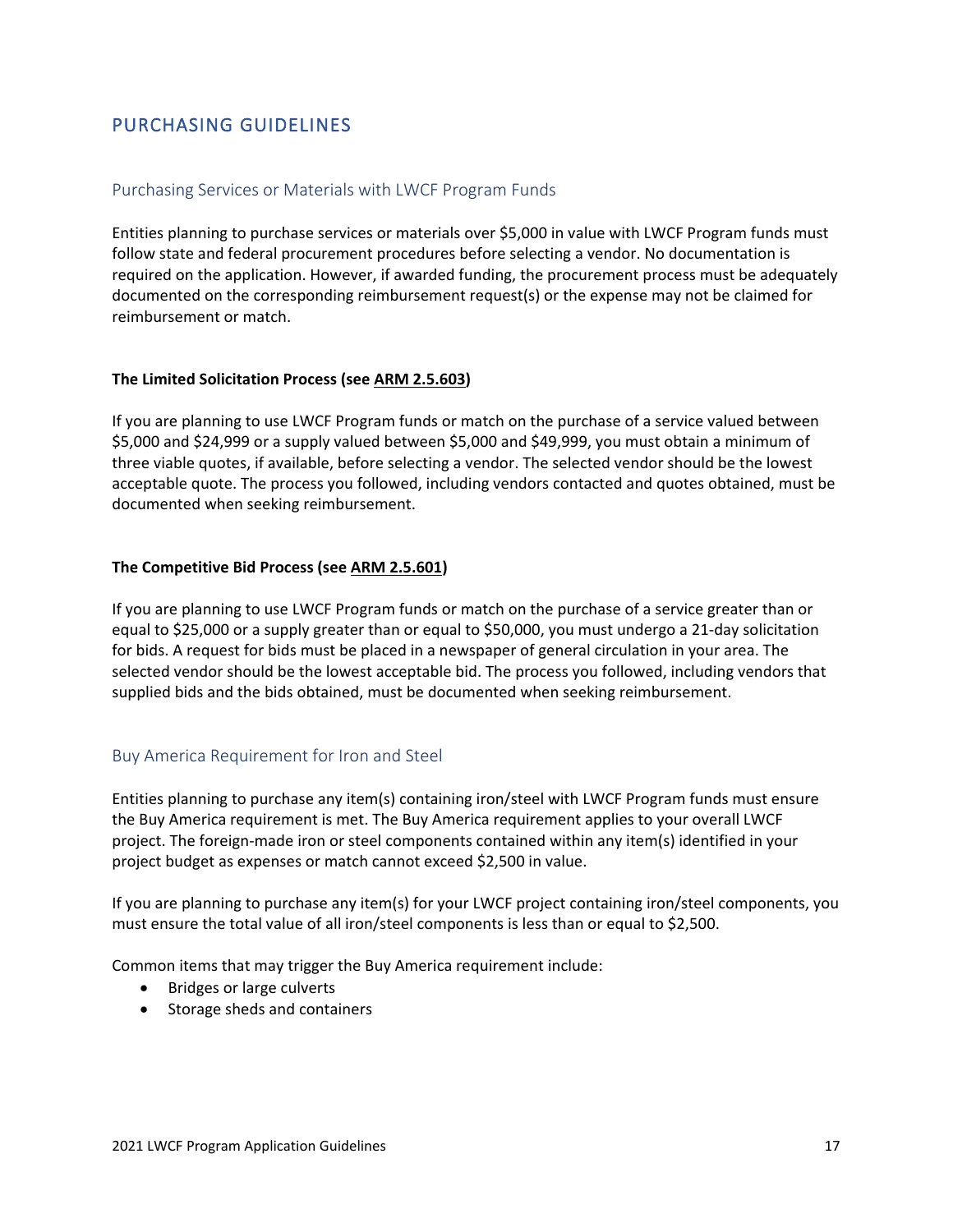# PURCHASING GUIDELINES

## Purchasing Services or Materials with LWCF Program Funds

Entities planning to purchase services or materials over $5,000 in value with LWCF Program funds must follow state and federal procurement procedures before selecting a vendor. No documentation is required on the application. However, if awarded funding, the procurement process must be adequately documented on the corresponding reimbursement request(s) or the expense may not be claimed for reimbursement or match.

**The Limited Solicitation Process (see ARM 2.5.603)**

If you are planning to use LWCF Program funds or match on the purchase of a service valued between $5,000 and $24,999 or a supply valued between $5,000 and $49,999, you must obtain a minimum of three viable quotes, if available, before selecting a vendor. The selected vendor should be the lowest acceptable quote. The process you followed, including vendors contacted and quotes obtained, must be documented when seeking reimbursement.

**The Competitive Bid Process (see ARM 2.5.601)**

If you are planning to use LWCF Program funds or match on the purchase of a service greater than or equal to $25,000 or a supply greater than or equal to $50,000, you must undergo a 21-day solicitation for bids. A request for bids must be placed in a newspaper of general circulation in your area. The selected vendor should be the lowest acceptable bid. The process you followed, including vendors that supplied bids and the bids obtained, must be documented when seeking reimbursement.

## Buy America Requirement for Iron and Steel

Entities planning to purchase any item(s) containing iron/steel with LWCF Program funds must ensure the Buy America requirement is met. The Buy America requirement applies to your overall LWCF project. The foreign-made iron or steel components contained within any item(s) identified in your project budget as expenses or match cannot exceed $2,500 in value.

If you are planning to purchase any item(s) for your LWCF project containing iron/steel components, you must ensure the total value of all iron/steel components is less than or equal to $2,500.

Common items that may trigger the Buy America requirement include:

- Bridges or large culverts
- Storage sheds and containers